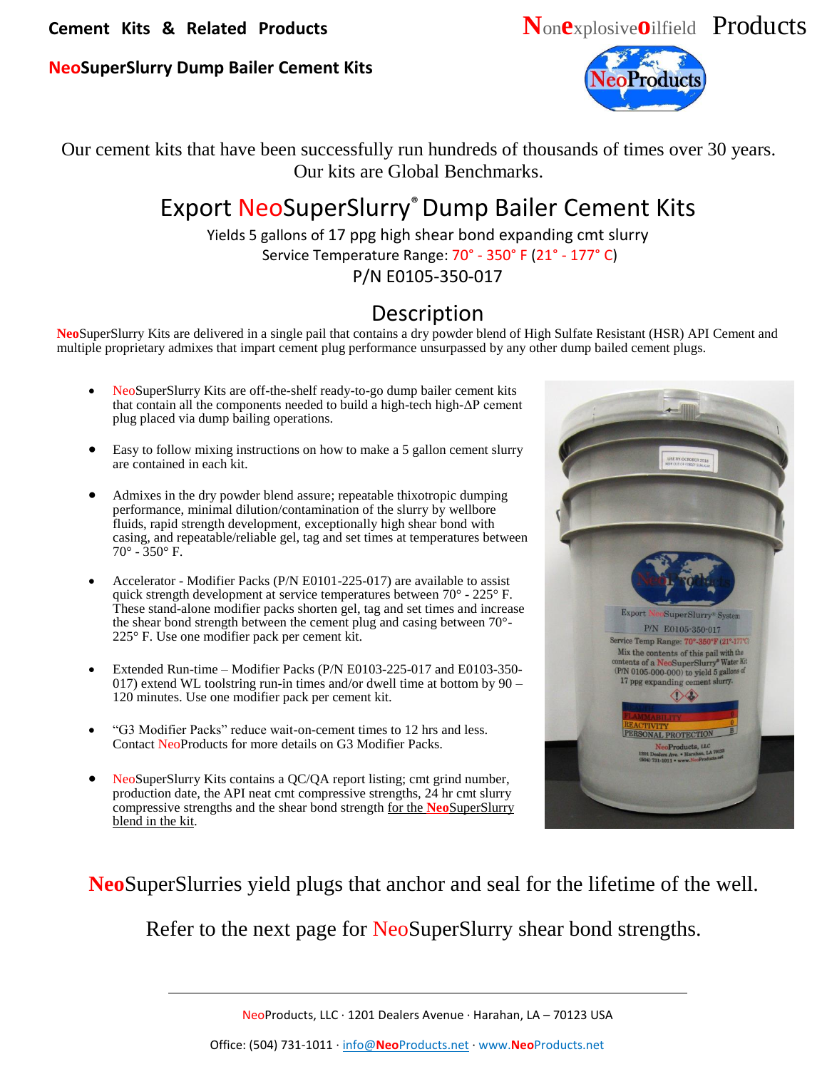**Cement Kits & Related Products**

**NeoSuperSlurry Dump Bailer Cement Kits**

Nonexplosiveoilfield Products

Our cement kits that have been successfully run hundreds of thousands of times over 30 years. Our kits are Global Benchmarks.

# Export NeoSuperSlurry® Dump Bailer Cement Kits

Yields 5 gallons of 17 ppg high shear bond expanding cmt slurry

Service Temperature Range: 70° - 350° F (21° - 177° C)

P/N E0105-350-017

## Description

**Neo**SuperSlurry Kits are delivered in a single pail that contains a dry powder blend of High Sulfate Resistant (HSR) API Cement and multiple proprietary admixes that impart cement plug performance unsurpassed by any other dump bailed cement plugs.

- NeoSuperSlurry Kits are off-the-shelf ready-to-go dump bailer cement kits that contain all the components needed to build a high-tech high-ΔP cement plug placed via dump bailing operations.
- Easy to follow mixing instructions on how to make a 5 gallon cement slurry are contained in each kit.
- Admixes in the dry powder blend assure; repeatable thixotropic dumping performance, minimal dilution/contamination of the slurry by wellbore fluids, rapid strength development, exceptionally high shear bond with casing, and repeatable/reliable gel, tag and set times at temperatures between 70° - 350° F.
- Accelerator - Modifier Packs (P/N E0101-225-017) are available to assist quick strength development at service temperatures between 70° - 225° F. These stand-alone modifier packs shorten gel, tag and set times and increase the shear bond strength between the cement plug and casing between 70°-225° F. Use one modifier pack per cement kit.
- Extended Run-time – Modifier Packs (P/N E0103-225-017 and E0103-350-017) extend WL toolstring run-in times and/or dwell time at bottom by 90 – 120 minutes. Use one modifier pack per cement kit.
- "G3 Modifier Packs" reduce wait-on-cement times to 12 hrs and less. Contact NeoProducts for more details on G3 Modifier Packs.
- NeoSuperSlurry Kits contains a QC/QA report listing; cmt grind number, production date, the API neat cmt compressive strengths, 24 hr cmt slurry compressive strengths and the shear bond strength for the **Neo**SuperSlurry blend in the kit.

**Neo**SuperSlurries yield plugs that anchor and seal for the lifetime of the well.

Refer to the next page for NeoSuperSlurry shear bond strengths.

NeoProducts, LLC · 1201 Dealers Avenue · Harahan, LA – 70123 USA

Office: (504) 731-1011 · info@NeoProducts.net · www.NeoProducts.net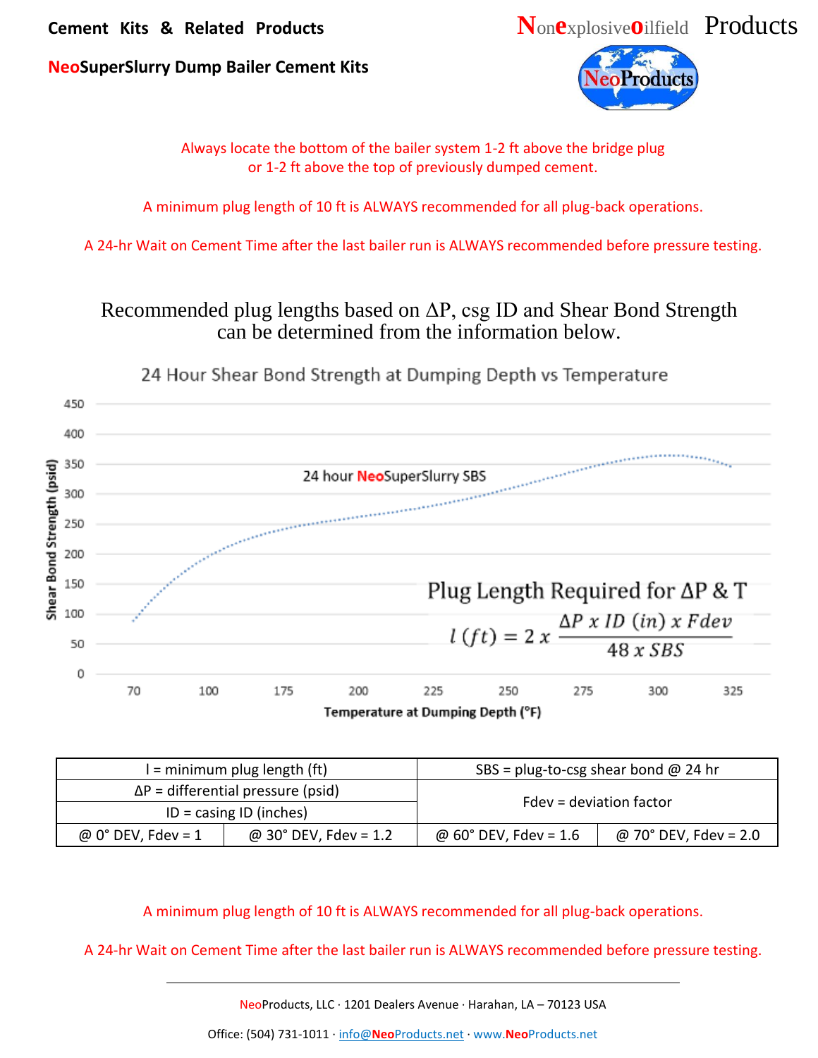**Cement Kits & Related Products**

**NeoSuperSlurry Dump Bailer Cement Kits**

Nonexplosive oilfield Products

NeoProducts

Always locate the bottom of the bailer system 1-2 ft above the bridge plug
or 1-2 ft above the top of previously dumped cement.

A minimum plug length of 10 ft is ALWAYS recommended for all plug-back operations.

A 24-hr Wait on Cement Time after the last bailer run is ALWAYS recommended before pressure testing.

## Recommended plug lengths based on ΔP, csg ID and Shear Bond Strength can be determined from the information below.

24 Hour Shear Bond Strength at Dumping Depth vs Temperature

Shear Bond Strength (psid)

450
400
350
300
250
200
150
100
50
0

24 hour NeoSuperSlurry SBS

70 100 175 200 225 250 275 300 325

Temperature at Dumping Depth (°F)

Plug Length Required for ΔP & T

$$l\,(ft) = 2 \times \frac{\Delta P \times ID\,(in) \times Fdev}{48 \times SBS}$$

| | | | |
|---|---|---|---|
| l = minimum plug length (ft) | | SBS = plug-to-csg shear bond @ 24 hr | |
| ΔP = differential pressure (psid) | | Fdev = deviation factor | |
| ID = casing ID (inches) | | | |
| @ 0° DEV, Fdev = 1 | @ 30° DEV, Fdev = 1.2 | @ 60° DEV, Fdev = 1.6 | @ 70° DEV, Fdev = 2.0 |

A minimum plug length of 10 ft is ALWAYS recommended for all plug-back operations.

A 24-hr Wait on Cement Time after the last bailer run is ALWAYS recommended before pressure testing.

NeoProducts, LLC · 1201 Dealers Avenue · Harahan, LA – 70123 USA

Office: (504) 731-1011 · info@NeoProducts.net · www.NeoProducts.net